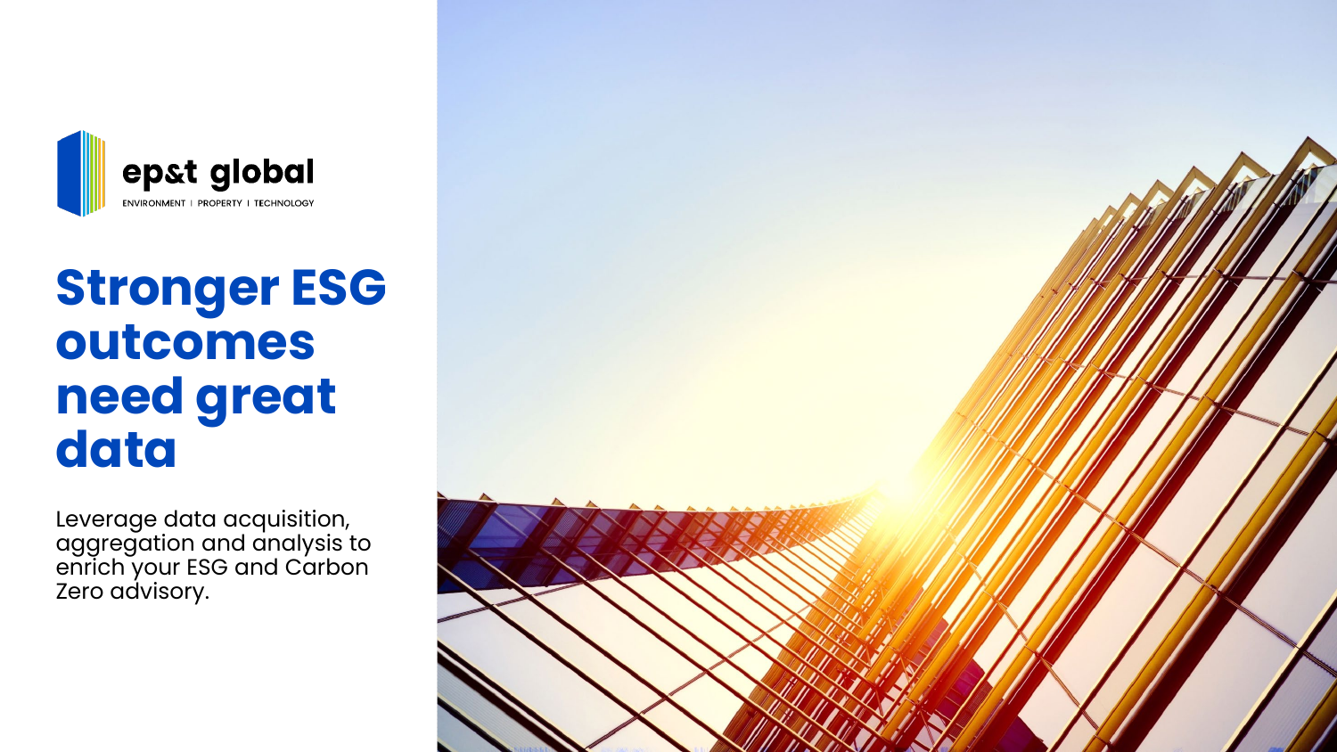ep&t global

ENVIRONMENT | PROPERTY | TECHNOLOGY

# Stronger ESG outcomes need great data

Leverage data acquisition, aggregation and analysis to enrich your ESG and Carbon Zero advisory.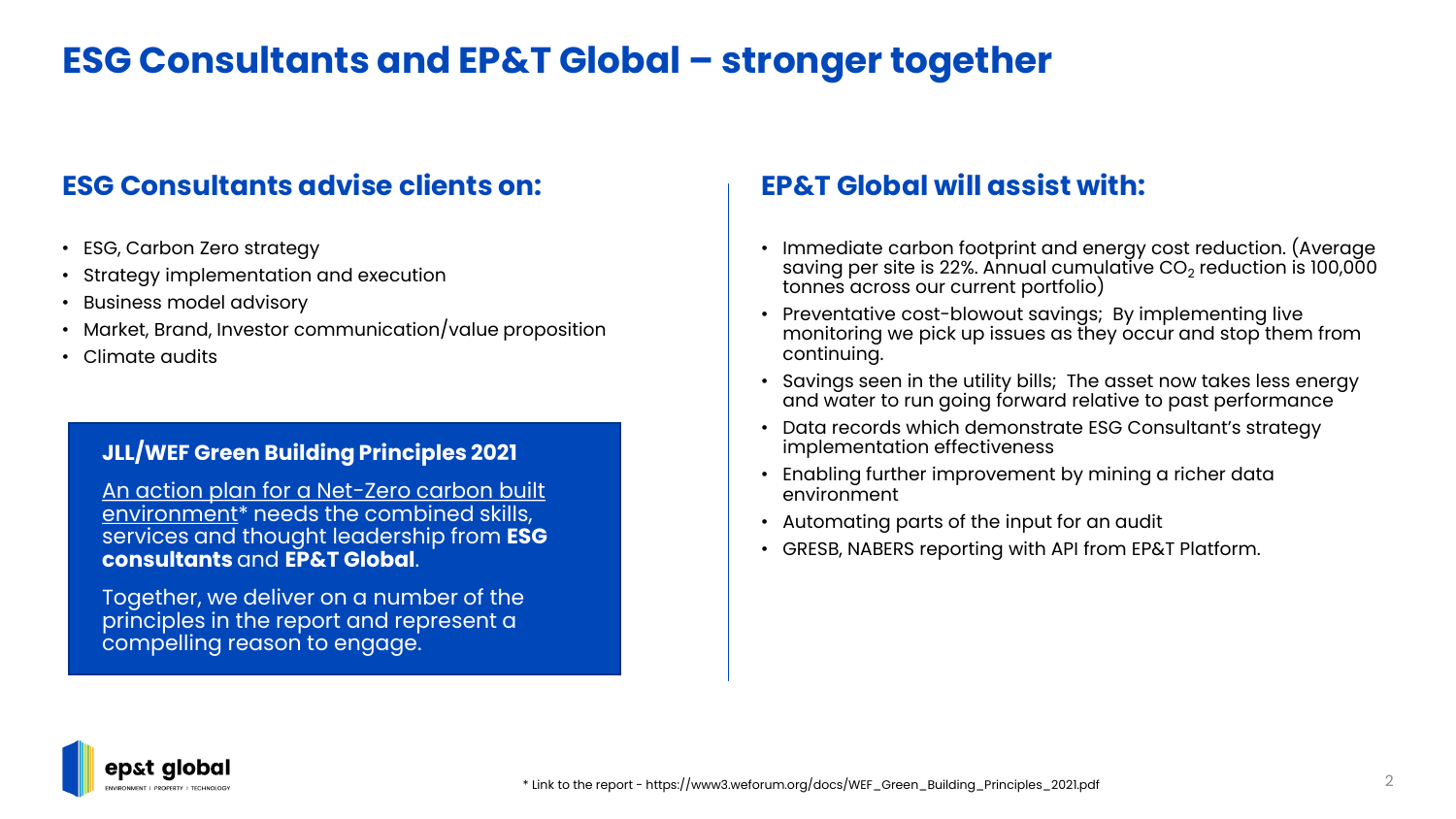# ESG Consultants and EP&T Global – stronger together

## ESG Consultants advise clients on:

- ESG, Carbon Zero strategy
- Strategy implementation and execution
- Business model advisory
- Market, Brand, Investor communication/value proposition
- Climate audits

### JLL/WEF Green Building Principles 2021

An action plan for a Net-Zero carbon built environment* needs the combined skills, services and thought leadership from **ESG consultants** and **EP&T Global**.

Together, we deliver on a number of the principles in the report and represent a compelling reason to engage.

## EP&T Global will assist with:

- Immediate carbon footprint and energy cost reduction. (Average saving per site is 22%. Annual cumulative $CO_2$ reduction is 100,000 tonnes across our current portfolio)
- Preventative cost-blowout savings; By implementing live monitoring we pick up issues as they occur and stop them from continuing.
- Savings seen in the utility bills; The asset now takes less energy and water to run going forward relative to past performance
- Data records which demonstrate ESG Consultant's strategy implementation effectiveness
- Enabling further improvement by mining a richer data environment
- Automating parts of the input for an audit
- GRESB, NABERS reporting with API from EP&T Platform.

* Link to the report - https://www3.weforum.org/docs/WEF_Green_Building_Principles_2021.pdf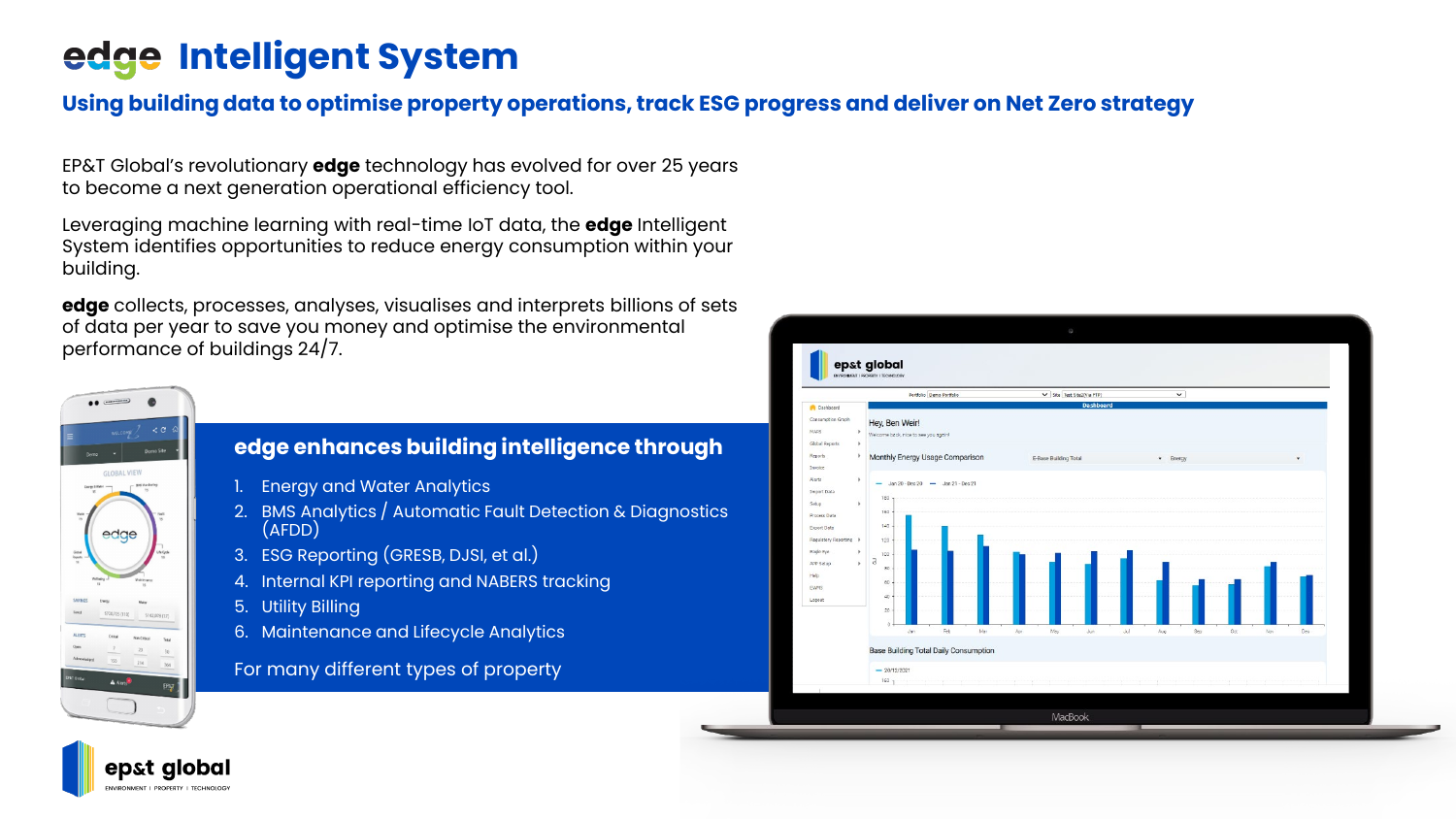# edge Intelligent System

## Using building data to optimise property operations, track ESG progress and deliver on Net Zero strategy

EP&T Global's revolutionary **edge** technology has evolved for over 25 years to become a next generation operational efficiency tool.

Leveraging machine learning with real-time IoT data, the **edge** Intelligent System identifies opportunities to reduce energy consumption within your building.

**edge** collects, processes, analyses, visualises and interprets billions of sets of data per year to save you money and optimise the environmental performance of buildings 24/7.

### edge enhances building intelligence through

1. Energy and Water Analytics
2. BMS Analytics / Automatic Fault Detection & Diagnostics (AFDD)
3. ESG Reporting (GRESB, DJSI, et al.)
4. Internal KPI reporting and NABERS tracking
5. Utility Billing
6. Maintenance and Lifecycle Analytics

For many different types of property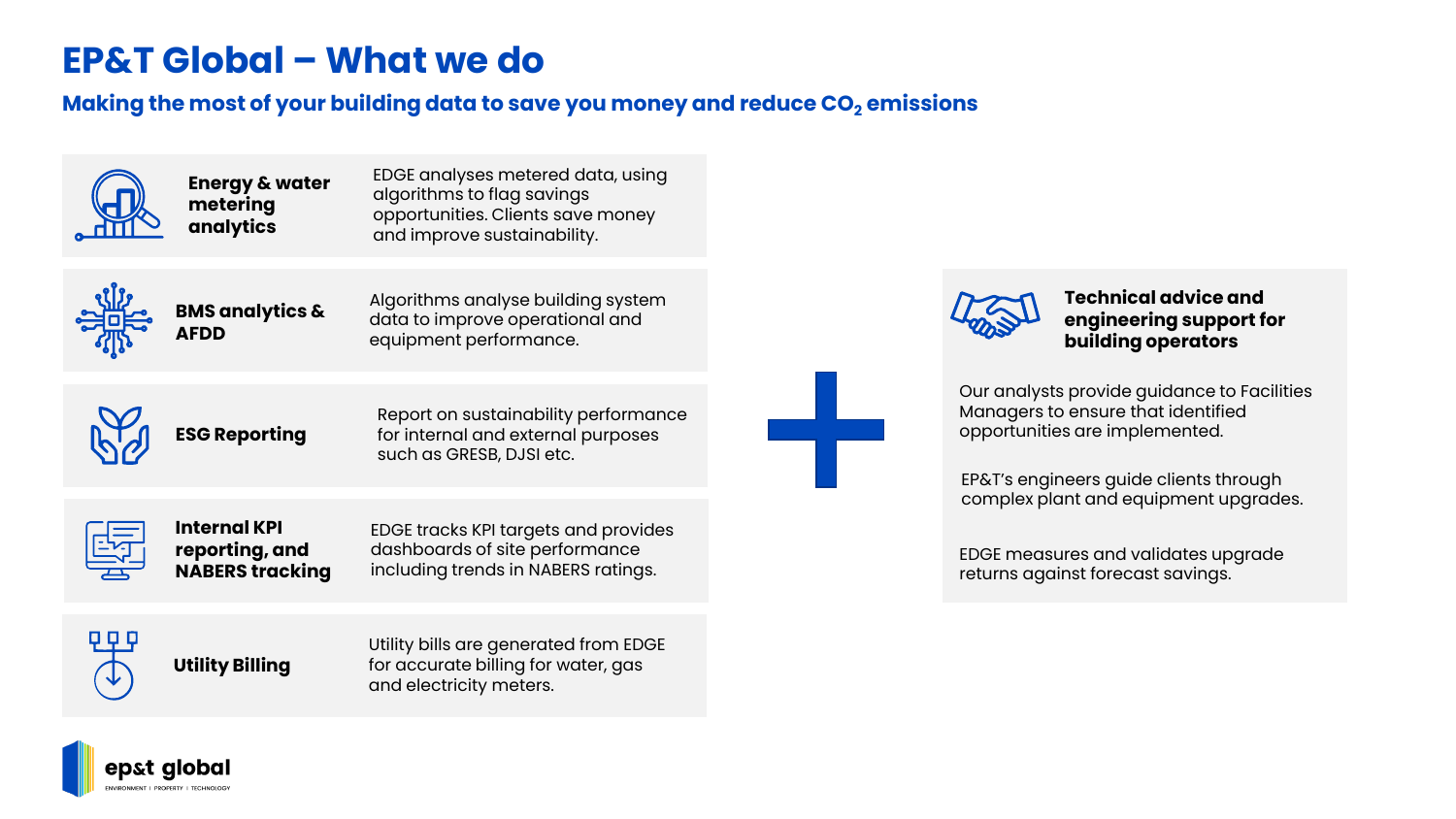# EP&T Global – What we do

## Making the most of your building data to save you money and reduce $CO_2$ emissions

| Service | Description |
|---|---|
| **Energy & water metering analytics** | EDGE analyses metered data, using algorithms to flag savings opportunities. Clients save money and improve sustainability. |
| **BMS analytics & AFDD** | Algorithms analyse building system data to improve operational and equipment performance. |
| **ESG Reporting** | Report on sustainability performance for internal and external purposes such as GRESB, DJSI etc. |
| **Internal KPI reporting, and NABERS tracking** | EDGE tracks KPI targets and provides dashboards of site performance including trends in NABERS ratings. |
| **Utility Billing** | Utility bills are generated from EDGE for accurate billing for water, gas and electricity meters. |

+

### Technical advice and engineering support for building operators

Our analysts provide guidance to Facilities Managers to ensure that identified opportunities are implemented.

EP&T's engineers guide clients through complex plant and equipment upgrades.

EDGE measures and validates upgrade returns against forecast savings.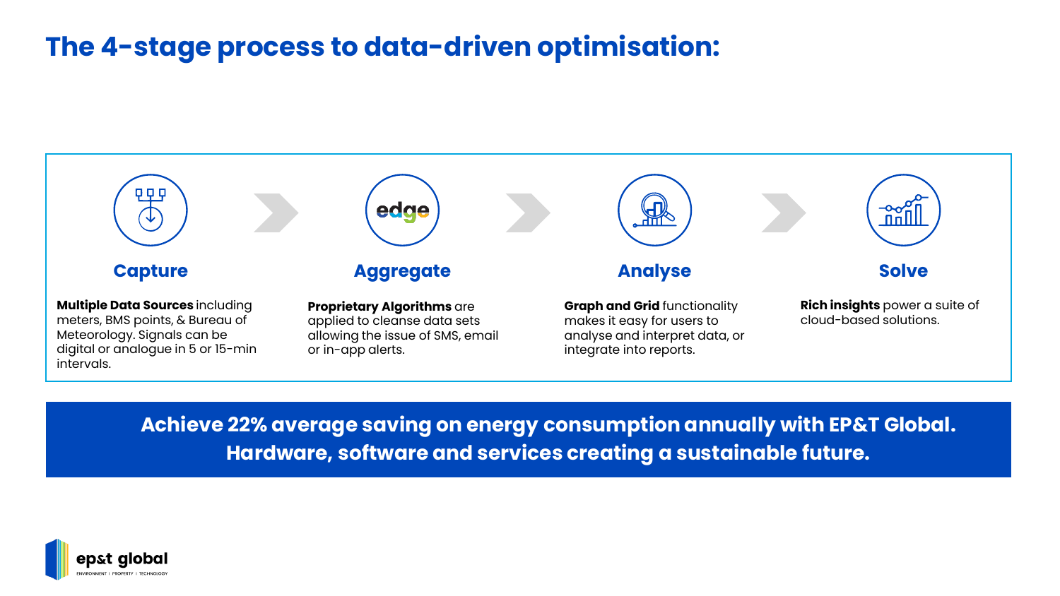# The 4-stage process to data-driven optimisation:

### Capture

**Multiple Data Sources** including meters, BMS points, & Bureau of Meteorology. Signals can be digital or analogue in 5 or 15-min intervals.

### Aggregate

**Proprietary Algorithms** are applied to cleanse data sets allowing the issue of SMS, email or in-app alerts.

### Analyse

**Graph and Grid** functionality makes it easy for users to analyse and interpret data, or integrate into reports.

### Solve

**Rich insights** power a suite of cloud-based solutions.

**Achieve 22% average saving on energy consumption annually with EP&T Global. Hardware, software and services creating a sustainable future.**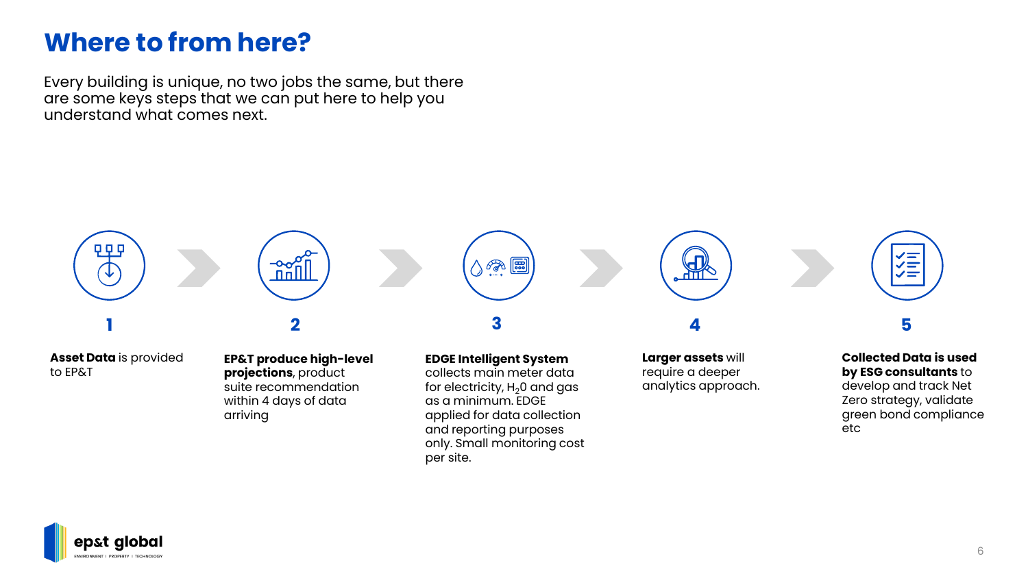# Where to from here?

Every building is unique, no two jobs the same, but there are some keys steps that we can put here to help you understand what comes next.

**1**

**Asset Data** is provided to EP&T

**2**

**EP&T produce high-level projections**, product suite recommendation within 4 days of data arriving

**3**

**EDGE Intelligent System** collects main meter data for electricity, $H_2$0 and gas as a minimum. EDGE applied for data collection and reporting purposes only. Small monitoring cost per site.

**4**

**Larger assets** will require a deeper analytics approach.

**5**

**Collected Data is used by ESG consultants** to develop and track Net Zero strategy, validate green bond compliance etc

ep&t global

ENVIRONMENT | PROPERTY | TECHNOLOGY